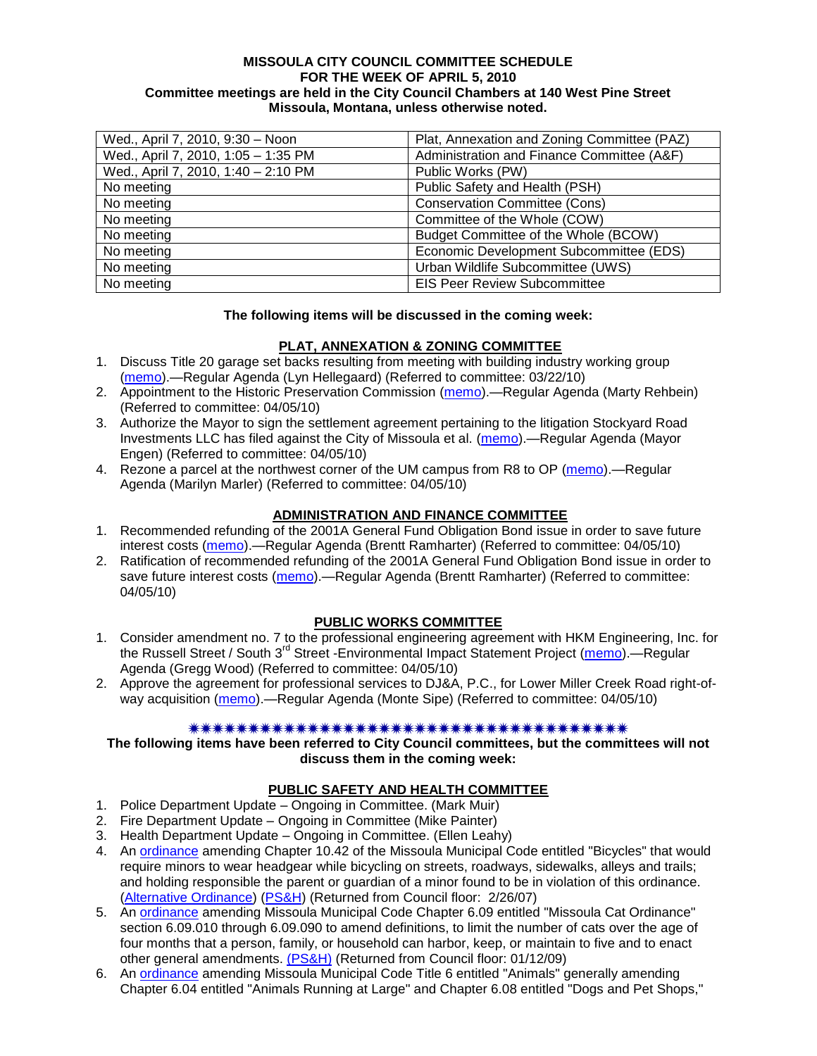**MISSOULA CITY COUNCIL COMMITTEE SCHEDULE**
**FOR THE WEEK OF APRIL 5, 2010**
**Committee meetings are held in the City Council Chambers at 140 West Pine Street**
**Missoula, Montana, unless otherwise noted.**

| | |
|---|---|
| Wed., April 7, 2010, 9:30 – Noon | Plat, Annexation and Zoning Committee (PAZ) |
| Wed., April 7, 2010, 1:05 – 1:35 PM | Administration and Finance Committee (A&F) |
| Wed., April 7, 2010, 1:40 – 2:10 PM | Public Works (PW) |
| No meeting | Public Safety and Health (PSH) |
| No meeting | Conservation Committee (Cons) |
| No meeting | Committee of the Whole (COW) |
| No meeting | Budget Committee of the Whole (BCOW) |
| No meeting | Economic Development Subcommittee (EDS) |
| No meeting | Urban Wildlife Subcommittee (UWS) |
| No meeting | EIS Peer Review Subcommittee |

**The following items will be discussed in the coming week:**

## PLAT, ANNEXATION & ZONING COMMITTEE

1. Discuss Title 20 garage set backs resulting from meeting with building industry working group (memo).—Regular Agenda (Lyn Hellegaard) (Referred to committee: 03/22/10)
2. Appointment to the Historic Preservation Commission (memo).—Regular Agenda (Marty Rehbein) (Referred to committee: 04/05/10)
3. Authorize the Mayor to sign the settlement agreement pertaining to the litigation Stockyard Road Investments LLC has filed against the City of Missoula et al. (memo).—Regular Agenda (Mayor Engen) (Referred to committee: 04/05/10)
4. Rezone a parcel at the northwest corner of the UM campus from R8 to OP (memo).—Regular Agenda (Marilyn Marler) (Referred to committee: 04/05/10)

## ADMINISTRATION AND FINANCE COMMITTEE

1. Recommended refunding of the 2001A General Fund Obligation Bond issue in order to save future interest costs (memo).—Regular Agenda (Brentt Ramharter) (Referred to committee: 04/05/10)
2. Ratification of recommended refunding of the 2001A General Fund Obligation Bond issue in order to save future interest costs (memo).—Regular Agenda (Brentt Ramharter) (Referred to committee: 04/05/10)

## PUBLIC WORKS COMMITTEE

1. Consider amendment no. 7 to the professional engineering agreement with HKM Engineering, Inc. for the Russell Street / South 3rd Street -Environmental Impact Statement Project (memo).—Regular Agenda (Gregg Wood) (Referred to committee: 04/05/10)
2. Approve the agreement for professional services to DJ&A, P.C., for Lower Miller Creek Road right-of-way acquisition (memo).—Regular Agenda (Monte Sipe) (Referred to committee: 04/05/10)

**The following items have been referred to City Council committees, but the committees will not discuss them in the coming week:**

## PUBLIC SAFETY AND HEALTH COMMITTEE

1. Police Department Update – Ongoing in Committee. (Mark Muir)
2. Fire Department Update – Ongoing in Committee (Mike Painter)
3. Health Department Update – Ongoing in Committee. (Ellen Leahy)
4. An ordinance amending Chapter 10.42 of the Missoula Municipal Code entitled "Bicycles" that would require minors to wear headgear while bicycling on streets, roadways, sidewalks, alleys and trails; and holding responsible the parent or guardian of a minor found to be in violation of this ordinance. (Alternative Ordinance) (PS&H) (Returned from Council floor: 2/26/07)
5. An ordinance amending Missoula Municipal Code Chapter 6.09 entitled "Missoula Cat Ordinance" section 6.09.010 through 6.09.090 to amend definitions, to limit the number of cats over the age of four months that a person, family, or household can harbor, keep, or maintain to five and to enact other general amendments. (PS&H) (Returned from Council floor: 01/12/09)
6. An ordinance amending Missoula Municipal Code Title 6 entitled "Animals" generally amending Chapter 6.04 entitled "Animals Running at Large" and Chapter 6.08 entitled "Dogs and Pet Shops,"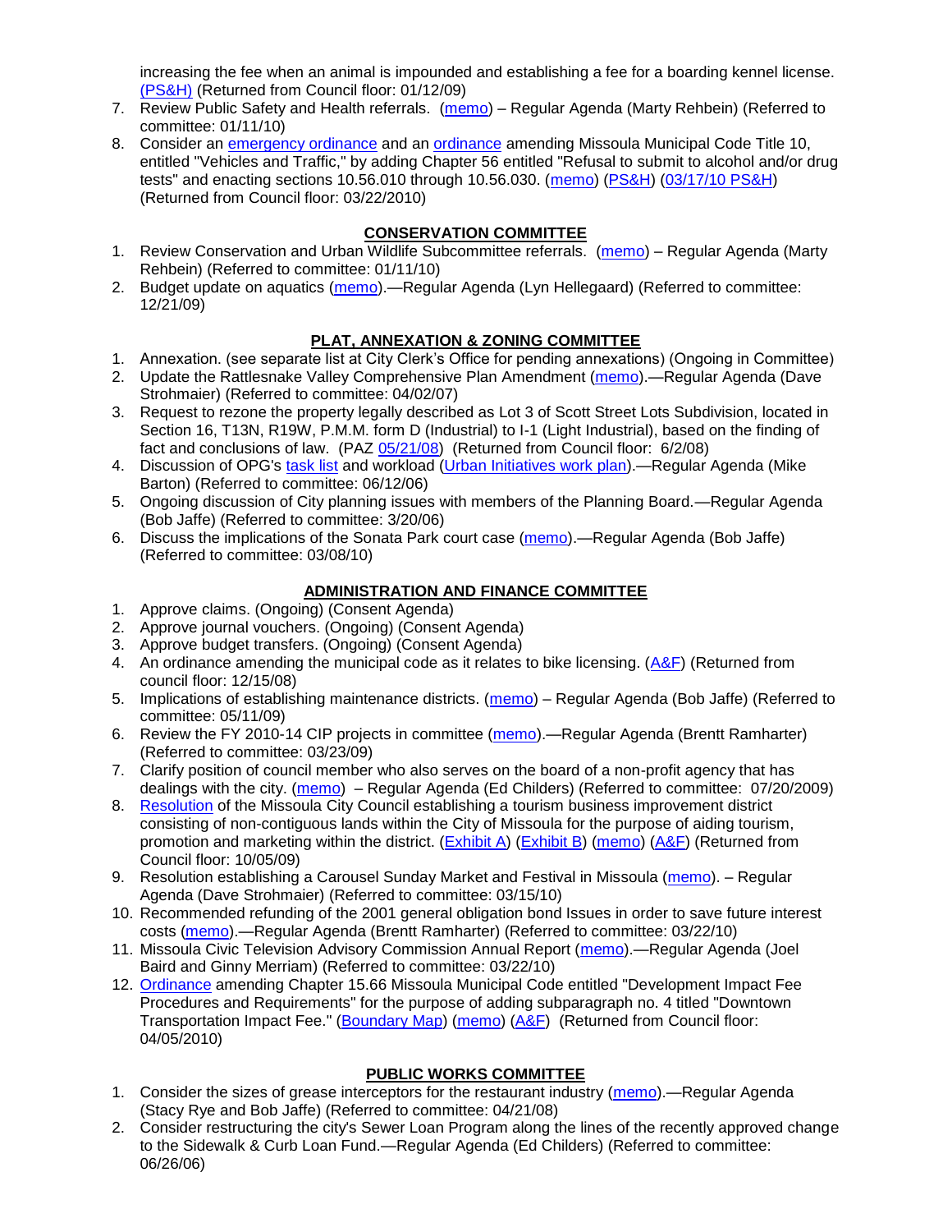increasing the fee when an animal is impounded and establishing a fee for a boarding kennel license. (PS&H) (Returned from Council floor: 01/12/09)

7. Review Public Safety and Health referrals. (memo) – Regular Agenda (Marty Rehbein) (Referred to committee: 01/11/10)
8. Consider an emergency ordinance and an ordinance amending Missoula Municipal Code Title 10, entitled "Vehicles and Traffic," by adding Chapter 56 entitled "Refusal to submit to alcohol and/or drug tests" and enacting sections 10.56.010 through 10.56.030. (memo) (PS&H) (03/17/10 PS&H) (Returned from Council floor: 03/22/2010)

## CONSERVATION COMMITTEE

1. Review Conservation and Urban Wildlife Subcommittee referrals. (memo) – Regular Agenda (Marty Rehbein) (Referred to committee: 01/11/10)
2. Budget update on aquatics (memo).—Regular Agenda (Lyn Hellegaard) (Referred to committee: 12/21/09)

## PLAT, ANNEXATION & ZONING COMMITTEE

1. Annexation. (see separate list at City Clerk's Office for pending annexations) (Ongoing in Committee)
2. Update the Rattlesnake Valley Comprehensive Plan Amendment (memo).—Regular Agenda (Dave Strohmaier) (Referred to committee: 04/02/07)
3. Request to rezone the property legally described as Lot 3 of Scott Street Lots Subdivision, located in Section 16, T13N, R19W, P.M.M. form D (Industrial) to I-1 (Light Industrial), based on the finding of fact and conclusions of law. (PAZ 05/21/08) (Returned from Council floor: 6/2/08)
4. Discussion of OPG's task list and workload (Urban Initiatives work plan).—Regular Agenda (Mike Barton) (Referred to committee: 06/12/06)
5. Ongoing discussion of City planning issues with members of the Planning Board.—Regular Agenda (Bob Jaffe) (Referred to committee: 3/20/06)
6. Discuss the implications of the Sonata Park court case (memo).—Regular Agenda (Bob Jaffe) (Referred to committee: 03/08/10)

## ADMINISTRATION AND FINANCE COMMITTEE

1. Approve claims. (Ongoing) (Consent Agenda)
2. Approve journal vouchers. (Ongoing) (Consent Agenda)
3. Approve budget transfers. (Ongoing) (Consent Agenda)
4. An ordinance amending the municipal code as it relates to bike licensing. (A&F) (Returned from council floor: 12/15/08)
5. Implications of establishing maintenance districts. (memo) – Regular Agenda (Bob Jaffe) (Referred to committee: 05/11/09)
6. Review the FY 2010-14 CIP projects in committee (memo).—Regular Agenda (Brentt Ramharter) (Referred to committee: 03/23/09)
7. Clarify position of council member who also serves on the board of a non-profit agency that has dealings with the city. (memo) – Regular Agenda (Ed Childers) (Referred to committee: 07/20/2009)
8. Resolution of the Missoula City Council establishing a tourism business improvement district consisting of non-contiguous lands within the City of Missoula for the purpose of aiding tourism, promotion and marketing within the district. (Exhibit A) (Exhibit B) (memo) (A&F) (Returned from Council floor: 10/05/09)
9. Resolution establishing a Carousel Sunday Market and Festival in Missoula (memo). – Regular Agenda (Dave Strohmaier) (Referred to committee: 03/15/10)
10. Recommended refunding of the 2001 general obligation bond Issues in order to save future interest costs (memo).—Regular Agenda (Brentt Ramharter) (Referred to committee: 03/22/10)
11. Missoula Civic Television Advisory Commission Annual Report (memo).—Regular Agenda (Joel Baird and Ginny Merriam) (Referred to committee: 03/22/10)
12. Ordinance amending Chapter 15.66 Missoula Municipal Code entitled "Development Impact Fee Procedures and Requirements" for the purpose of adding subparagraph no. 4 titled "Downtown Transportation Impact Fee." (Boundary Map) (memo) (A&F) (Returned from Council floor: 04/05/2010)

## PUBLIC WORKS COMMITTEE

1. Consider the sizes of grease interceptors for the restaurant industry (memo).—Regular Agenda (Stacy Rye and Bob Jaffe) (Referred to committee: 04/21/08)
2. Consider restructuring the city's Sewer Loan Program along the lines of the recently approved change to the Sidewalk & Curb Loan Fund.—Regular Agenda (Ed Childers) (Referred to committee: 06/26/06)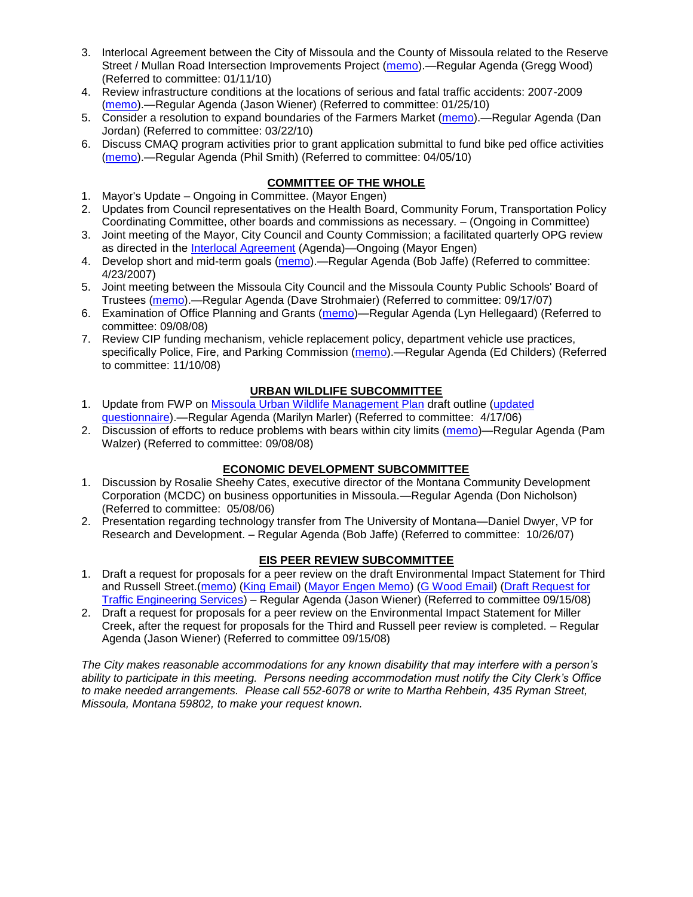3. Interlocal Agreement between the City of Missoula and the County of Missoula related to the Reserve Street / Mullan Road Intersection Improvements Project (memo).—Regular Agenda (Gregg Wood) (Referred to committee: 01/11/10)
4. Review infrastructure conditions at the locations of serious and fatal traffic accidents: 2007-2009 (memo).—Regular Agenda (Jason Wiener) (Referred to committee: 01/25/10)
5. Consider a resolution to expand boundaries of the Farmers Market (memo).—Regular Agenda (Dan Jordan) (Referred to committee: 03/22/10)
6. Discuss CMAQ program activities prior to grant application submittal to fund bike ped office activities (memo).—Regular Agenda (Phil Smith) (Referred to committee: 04/05/10)

## COMMITTEE OF THE WHOLE

1. Mayor's Update – Ongoing in Committee. (Mayor Engen)
2. Updates from Council representatives on the Health Board, Community Forum, Transportation Policy Coordinating Committee, other boards and commissions as necessary. – (Ongoing in Committee)
3. Joint meeting of the Mayor, City Council and County Commission; a facilitated quarterly OPG review as directed in the Interlocal Agreement (Agenda)—Ongoing (Mayor Engen)
4. Develop short and mid-term goals (memo).—Regular Agenda (Bob Jaffe) (Referred to committee: 4/23/2007)
5. Joint meeting between the Missoula City Council and the Missoula County Public Schools' Board of Trustees (memo).—Regular Agenda (Dave Strohmaier) (Referred to committee: 09/17/07)
6. Examination of Office Planning and Grants (memo)—Regular Agenda (Lyn Hellegaard) (Referred to committee: 09/08/08)
7. Review CIP funding mechanism, vehicle replacement policy, department vehicle use practices, specifically Police, Fire, and Parking Commission (memo).—Regular Agenda (Ed Childers) (Referred to committee: 11/10/08)

## URBAN WILDLIFE SUBCOMMITTEE

1. Update from FWP on Missoula Urban Wildlife Management Plan draft outline (updated questionnaire).—Regular Agenda (Marilyn Marler) (Referred to committee: 4/17/06)
2. Discussion of efforts to reduce problems with bears within city limits (memo)—Regular Agenda (Pam Walzer) (Referred to committee: 09/08/08)

## ECONOMIC DEVELOPMENT SUBCOMMITTEE

1. Discussion by Rosalie Sheehy Cates, executive director of the Montana Community Development Corporation (MCDC) on business opportunities in Missoula.—Regular Agenda (Don Nicholson) (Referred to committee: 05/08/06)
2. Presentation regarding technology transfer from The University of Montana—Daniel Dwyer, VP for Research and Development. – Regular Agenda (Bob Jaffe) (Referred to committee: 10/26/07)

## EIS PEER REVIEW SUBCOMMITTEE

1. Draft a request for proposals for a peer review on the draft Environmental Impact Statement for Third and Russell Street.(memo) (King Email) (Mayor Engen Memo) (G Wood Email) (Draft Request for Traffic Engineering Services) – Regular Agenda (Jason Wiener) (Referred to committee 09/15/08)
2. Draft a request for proposals for a peer review on the Environmental Impact Statement for Miller Creek, after the request for proposals for the Third and Russell peer review is completed. – Regular Agenda (Jason Wiener) (Referred to committee 09/15/08)

*The City makes reasonable accommodations for any known disability that may interfere with a person's ability to participate in this meeting. Persons needing accommodation must notify the City Clerk's Office to make needed arrangements. Please call 552-6078 or write to Martha Rehbein, 435 Ryman Street, Missoula, Montana 59802, to make your request known.*